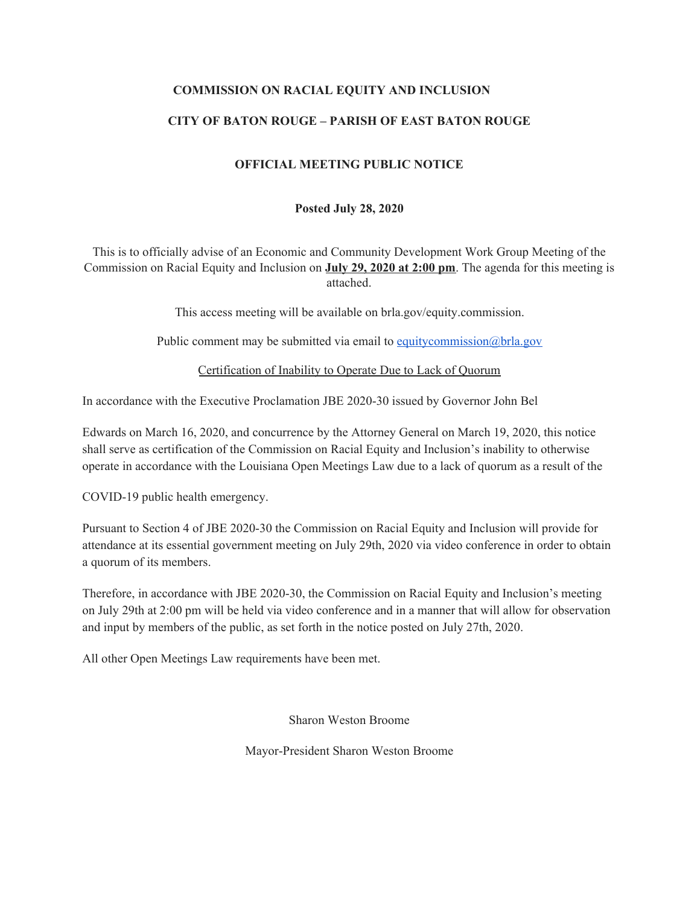**COMMISSION ON RACIAL EQUITY AND INCLUSION**

**CITY OF BATON ROUGE – PARISH OF EAST BATON ROUGE**

**OFFICIAL MEETING PUBLIC NOTICE**

**Posted July 28, 2020**

This is to officially advise of an Economic and Community Development Work Group Meeting of the Commission on Racial Equity and Inclusion on **July 29, 2020 at 2:00 pm**. The agenda for this meeting is attached.

This access meeting will be available on brla.gov/equity.commission.

Public comment may be submitted via email to equitycommission@brla.gov

Certification of Inability to Operate Due to Lack of Quorum

In accordance with the Executive Proclamation JBE 2020-30 issued by Governor John Bel Edwards on March 16, 2020, and concurrence by the Attorney General on March 19, 2020, this notice shall serve as certification of the Commission on Racial Equity and Inclusion's inability to otherwise operate in accordance with the Louisiana Open Meetings Law due to a lack of quorum as a result of the COVID-19 public health emergency.

Pursuant to Section 4 of JBE 2020-30 the Commission on Racial Equity and Inclusion will provide for attendance at its essential government meeting on July 29th, 2020 via video conference in order to obtain a quorum of its members.

Therefore, in accordance with JBE 2020-30, the Commission on Racial Equity and Inclusion's meeting on July 29th at 2:00 pm will be held via video conference and in a manner that will allow for observation and input by members of the public, as set forth in the notice posted on July 27th, 2020.

All other Open Meetings Law requirements have been met.

Sharon Weston Broome

Mayor-President Sharon Weston Broome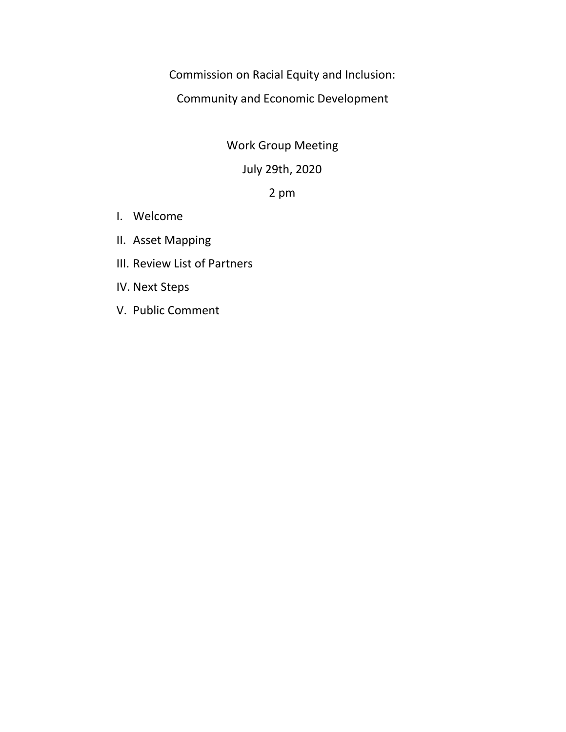# Commission on Racial Equity and Inclusion:

## Community and Economic Development

Work Group Meeting

July 29th, 2020

2 pm

I. Welcome

II. Asset Mapping

III. Review List of Partners

IV. Next Steps

V. Public Comment